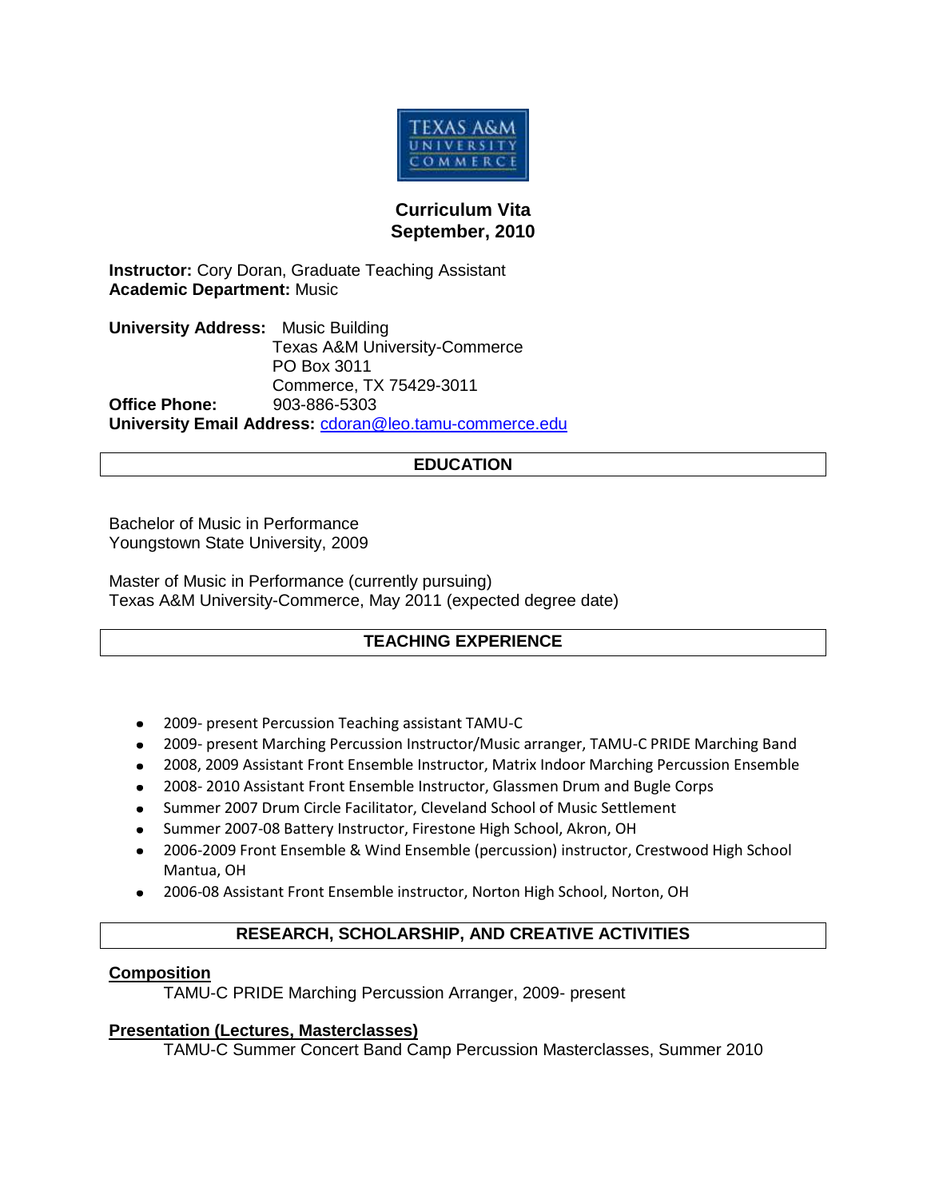TEXAS A&M UNIVERSITY COMMERCE

# Curriculum Vita
## September, 2010

**Instructor:** Cory Doran, Graduate Teaching Assistant
**Academic Department:** Music

**University Address:** Music Building
Texas A&M University-Commerce
PO Box 3011
Commerce, TX 75429-3011
**Office Phone:** 903-886-5303
**University Email Address:** cdoran@leo.tamu-commerce.edu

## EDUCATION

Bachelor of Music in Performance
Youngstown State University, 2009

Master of Music in Performance (currently pursuing)
Texas A&M University-Commerce, May 2011 (expected degree date)

## TEACHING EXPERIENCE

- 2009- present Percussion Teaching assistant TAMU-C
- 2009- present Marching Percussion Instructor/Music arranger, TAMU-C PRIDE Marching Band
- 2008, 2009 Assistant Front Ensemble Instructor, Matrix Indoor Marching Percussion Ensemble
- 2008- 2010 Assistant Front Ensemble Instructor, Glassmen Drum and Bugle Corps
- Summer 2007 Drum Circle Facilitator, Cleveland School of Music Settlement
- Summer 2007-08 Battery Instructor, Firestone High School, Akron, OH
- 2006-2009 Front Ensemble & Wind Ensemble (percussion) instructor, Crestwood High School Mantua, OH
- 2006-08 Assistant Front Ensemble instructor, Norton High School, Norton, OH

## RESEARCH, SCHOLARSHIP, AND CREATIVE ACTIVITIES

**Composition**

TAMU-C PRIDE Marching Percussion Arranger, 2009- present

**Presentation (Lectures, Masterclasses)**

TAMU-C Summer Concert Band Camp Percussion Masterclasses, Summer 2010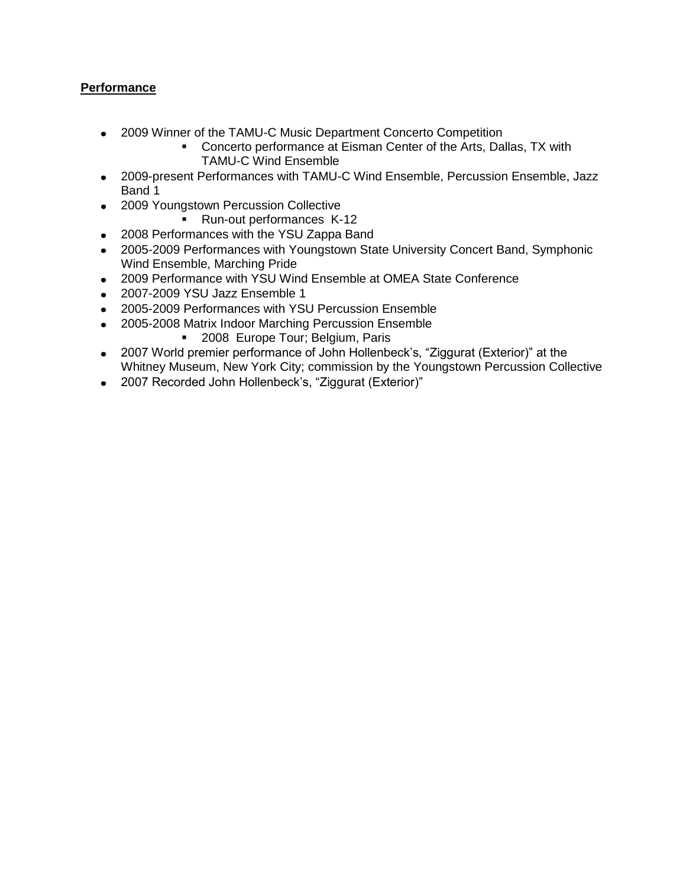**Performance**

- 2009 Winner of the TAMU-C Music Department Concerto Competition
  - Concerto performance at Eisman Center of the Arts, Dallas, TX with TAMU-C Wind Ensemble
- 2009-present Performances with TAMU-C Wind Ensemble, Percussion Ensemble, Jazz Band 1
- 2009 Youngstown Percussion Collective
  - Run-out performances K-12
- 2008 Performances with the YSU Zappa Band
- 2005-2009 Performances with Youngstown State University Concert Band, Symphonic Wind Ensemble, Marching Pride
- 2009 Performance with YSU Wind Ensemble at OMEA State Conference
- 2007-2009 YSU Jazz Ensemble 1
- 2005-2009 Performances with YSU Percussion Ensemble
- 2005-2008 Matrix Indoor Marching Percussion Ensemble
  - 2008 Europe Tour; Belgium, Paris
- 2007 World premier performance of John Hollenbeck's, "Ziggurat (Exterior)" at the Whitney Museum, New York City; commission by the Youngstown Percussion Collective
- 2007 Recorded John Hollenbeck's, "Ziggurat (Exterior)"